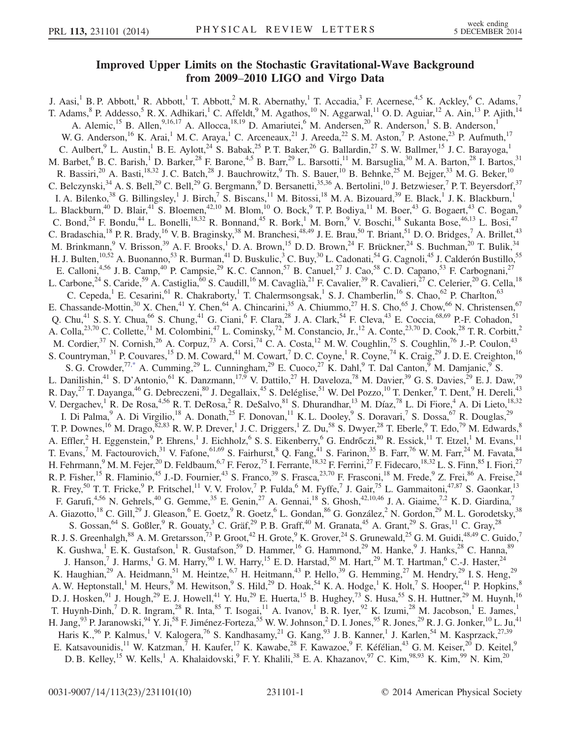# Improved Upper Limits on the Stochastic Gravitational-Wave Background from 2009–2010 LIGO and Virgo Data

J. Aasi,[1] B. P. Abbott,[1] R. Abbott,[1] T. Abbott,[2] M. R. Abernathy,[1] T. Accadia,[3] F. Acernese,[4,5] K. Ackley,[6] C. Adams,[7] T. Adams,[8] P. Addesso,[5] R. X. Adhikari,[1] C. Affeldt,[9] M. Agathos,[10] N. Aggarwal,[11] O. D. Aguiar,[12] A. Ain,[13] P. Ajith,[14] A. Alemic,[15] B. Allen,[9,16,17] A. Allocca,[18,19] D. Amariutei,[6] M. Andersen,[20] R. Anderson,[1] S. B. Anderson,[1] W. G. Anderson,[16] K. Arai,[1] M. C. Araya,[1] C. Arceneaux,[21] J. Areeda,[22] S. M. Aston,[7] P. Astone,[23] P. Aufmuth,[17] C. Aulbert,[9] L. Austin,[1] B. E. Aylott,[24] S. Babak,[25] P. T. Baker,[26] G. Ballardin,[27] S. W. Ballmer,[15] J. C. Barayoga,[1] M. Barbet,[6] B. C. Barish,[1] D. Barker,[28] F. Barone,[4,5] B. Barr,[29] L. Barsotti,[11] M. Barsuglia,[30] M. A. Barton,[28] I. Bartos,[31] R. Bassiri,[20] A. Basti,[18,32] J. C. Batch,[28] J. Bauchrowitz,[9] Th. S. Bauer,[10] B. Behnke,[25] M. Bejger,[33] M. G. Beker,[10] C. Belczynski,[34] A. S. Bell,[29] C. Bell,[29] G. Bergmann,[9] D. Bersanetti,[35,36] A. Bertolini,[10] J. Betzwieser,[7] P. T. Beyersdorf,[37] I. A. Bilenko,[38] G. Billingsley,[1] J. Birch,[7] S. Biscans,[11] M. Bitossi,[18] M. A. Bizouard,[39] E. Black,[1] J. K. Blackburn,[1] L. Blackburn,[40] D. Blair,[41] S. Bloemen,[42,10] M. Blom,[10] O. Bock,[9] T. P. Bodiya,[11] M. Boer,[43] G. Bogaert,[43] C. Bogan,[9] C. Bond,[24] F. Bondu,[44] L. Bonelli,[18,32] R. Bonnand,[45] R. Bork,[1] M. Born,[9] V. Boschi,[18] Sukanta Bose,[46,13] L. Bosi,[47] C. Bradaschia,[18] P. R. Brady,[16] V. B. Braginsky,[38] M. Branchesi,[48,49] J. E. Brau,[50] T. Briant,[51] D. O. Bridges,[7] A. Brillet,[43] M. Brinkmann,[9] V. Brisson,[39] A. F. Brooks,[1] D. A. Brown,[15] D. D. Brown,[24] F. Brückner,[24] S. Buchman,[20] T. Bulik,[34] H. J. Bulten,[10,52] A. Buonanno,[53] R. Burman,[41] D. Buskulic,[3] C. Buy,[30] L. Cadonati,[54] G. Cagnoli,[45] J. Calderón Bustillo,[55] E. Calloni,[4,56] J. B. Camp,[40] P. Campsie,[29] K. C. Cannon,[57] B. Canuel,[27] J. Cao,[58] C. D. Capano,[53] F. Carbognani,[27] L. Carbone,[24] S. Caride,[59] A. Castiglia,[60] S. Caudill,[16] M. Cavaglià,[21] F. Cavalier,[39] R. Cavalieri,[27] C. Celerier,[20] G. Cella,[18] C. Cepeda,[1] E. Cesarini,[61] R. Chakraborty,[1] T. Chalermsongsak,[1] S. J. Chamberlin,[16] S. Chao,[62] P. Charlton,[63] E. Chassande-Mottin,[30] X. Chen,[41] Y. Chen,[64] A. Chincarini,[35] A. Chiummo,[27] H. S. Cho,[65] J. Chow,[66] N. Christensen,[67] Q. Chu,[41] S. S. Y. Chua,[66] S. Chung,[41] G. Ciani,[6] F. Clara,[28] J. A. Clark,[54] F. Cleva,[43] E. Coccia,[68,69] P.-F. Cohadon,[51] A. Colla,[23,70] C. Collette,[71] M. Colombini,[47] L. Cominsky,[72] M. Constancio, Jr.,[12] A. Conte,[23,70] D. Cook,[28] T. R. Corbitt,[2] M. Cordier,[37] N. Cornish,[26] A. Corpuz,[73] A. Corsi,[74] C. A. Costa,[12] M. W. Coughlin,[75] S. Coughlin,[76] J.-P. Coulon,[43] S. Countryman,[31] P. Couvares,[15] D. M. Coward,[41] M. Cowart,[7] D. C. Coyne,[1] R. Coyne,[74] K. Craig,[29] J. D. E. Creighton,[16] S. G. Crowder,[77,*] A. Cumming,[29] L. Cunningham,[29] E. Cuoco,[27] K. Dahl,[9] T. Dal Canton,[9] M. Damjanic,[9] S. L. Danilishin,[41] S. D'Antonio,[61] K. Danzmann,[17,9] V. Dattilo,[27] H. Daveloza,[78] M. Davier,[39] G. S. Davies,[29] E. J. Daw,[79] R. Day,[27] T. Dayanga,[46] G. Debreczeni,[80] J. Degallaix,[45] S. Deléglise,[51] W. Del Pozzo,[10] T. Denker,[9] T. Dent,[9] H. Dereli,[43] V. Dergachev,[1] R. De Rosa,[4,56] R. T. DeRosa,[2] R. DeSalvo,[81] S. Dhurandhar,[13] M. Díaz,[78] L. Di Fiore,[4] A. Di Lieto,[18,32] I. Di Palma,[9] A. Di Virgilio,[18] A. Donath,[25] F. Donovan,[11] K. L. Dooley,[9] S. Doravari,[7] S. Dossa,[67] R. Douglas,[29] T. P. Downes,[16] M. Drago,[82,83] R. W. P. Drever,[1] J. C. Driggers,[1] Z. Du,[58] S. Dwyer,[28] T. Eberle,[9] T. Edo,[79] M. Edwards,[8] A. Effler,[2] H. Eggenstein,[9] P. Ehrens,[1] J. Eichholz,[6] S. S. Eikenberry,[6] G. Endrőczi,[80] R. Essick,[11] T. Etzel,[1] M. Evans,[11] T. Evans,[7] M. Factourovich,[31] V. Fafone,[61,69] S. Fairhurst,[8] Q. Fang,[41] S. Farinon,[35] B. Farr,[76] W. M. Farr,[24] M. Favata,[84] H. Fehrmann,[9] M. M. Fejer,[20] D. Feldbaum,[6,7] F. Feroz,[75] I. Ferrante,[18,32] F. Ferrini,[27] F. Fidecaro,[18,32] L. S. Finn,[85] I. Fiori,[27] R. P. Fisher,[15] R. Flaminio,[45] J.-D. Fournier,[43] S. Franco,[39] S. Frasca,[23,70] F. Frasconi,[18] M. Frede,[9] Z. Frei,[86] A. Freise,[24] R. Frey,[50] T. T. Fricke,[9] P. Fritschel,[11] V. V. Frolov,[7] P. Fulda,[6] M. Fyffe,[7] J. Gair,[75] L. Gammaitoni,[47,87] S. Gaonkar,[13] F. Garufi,[4,56] N. Gehrels,[40] G. Gemme,[35] E. Genin,[27] A. Gennai,[18] S. Ghosh,[42,10,46] J. A. Giaime,[7,2] K. D. Giardina,[7] A. Giazotto,[18] C. Gill,[29] J. Gleason,[6] E. Goetz,[9] R. Goetz,[6] L. Gondan,[86] G. González,[2] N. Gordon,[29] M. L. Gorodetsky,[38] S. Gossan,[64] S. Goßler,[9] R. Gouaty,[3] C. Gräf,[29] P. B. Graff,[40] M. Granata,[45] A. Grant,[29] S. Gras,[11] C. Gray,[28] R. J. S. Greenhalgh,[88] A. M. Gretarsson,[73] P. Groot,[42] H. Grote,[9] K. Grover,[24] S. Grunewald,[25] G. M. Guidi,[48,49] C. Guido,[7] K. Gushwa,[1] E. K. Gustafson,[1] R. Gustafson,[59] D. Hammer,[16] G. Hammond,[29] M. Hanke,[9] J. Hanks,[28] C. Hanna,[89] J. Hanson,[7] J. Harms,[1] G. M. Harry,[90] I. W. Harry,[15] E. D. Harstad,[50] M. Hart,[29] M. T. Hartman,[6] C.-J. Haster,[24] K. Haughian,[29] A. Heidmann,[51] M. Heintze,[6,7] H. Heitmann,[43] P. Hello,[39] G. Hemming,[27] M. Hendry,[29] I. S. Heng,[29] A. W. Heptonstall,[1] M. Heurs,[9] M. Hewitson,[9] S. Hild,[29] D. Hoak,[54] K. A. Hodge,[1] K. Holt,[7] S. Hooper,[41] P. Hopkins,[8] D. J. Hosken,[91] J. Hough,[29] E. J. Howell,[41] Y. Hu,[29] E. Huerta,[15] B. Hughey,[73] S. Husa,[55] S. H. Huttner,[29] M. Huynh,[16] T. Huynh-Dinh,[7] D. R. Ingram,[28] R. Inta,[85] T. Isogai,[11] A. Ivanov,[1] B. R. Iyer,[92] K. Izumi,[28] M. Jacobson,[1] E. James,[1] H. Jang,[93] P. Jaranowski,[94] Y. Ji,[58] F. Jiménez-Forteza,[55] W. W. Johnson,[2] D. I. Jones,[95] R. Jones,[29] R. J. G. Jonker,[10] L. Ju,[41] Haris K.,[96] P. Kalmus,[1] V. Kalogera,[76] S. Kandhasamy,[21] G. Kang,[93] J. B. Kanner,[1] J. Karlen,[54] M. Kasprzack,[27,39] E. Katsavounidis,[11] W. Katzman,[7] H. Kaufer,[17] K. Kawabe,[28] F. Kawazoe,[9] F. Kéfélian,[43] G. M. Keiser,[20] D. Keitel,[9] D. B. Kelley,[15] W. Kells,[1] A. Khalaidovski,[9] F. Y. Khalili,[38] E. A. Khazanov,[97] C. Kim,[98,93] K. Kim,[99] N. Kim,[20]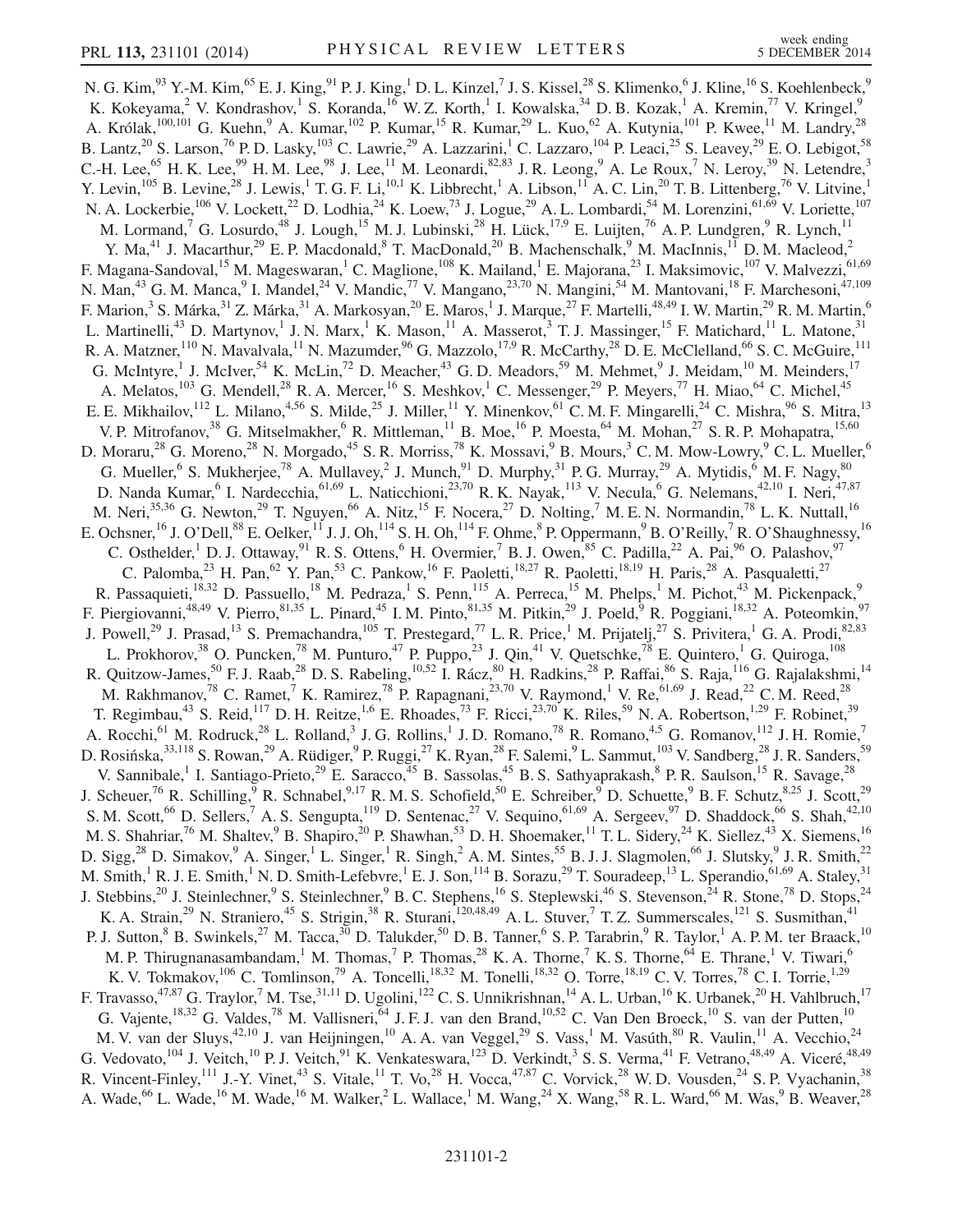N. G. Kim,[93] Y.-M. Kim,[65] E. J. King,[91] P. J. King,[1] D. L. Kinzel,[7] J. S. Kissel,[28] S. Klimenko,[6] J. Kline,[16] S. Koehlenbeck,[9] K. Kokeyama,[2] V. Kondrashov,[1] S. Koranda,[16] W. Z. Korth,[1] I. Kowalska,[34] D. B. Kozak,[1] A. Kremin,[77] V. Kringel,[9] A. Królak,[100,101] G. Kuehn,[9] A. Kumar,[102] P. Kumar,[15] R. Kumar,[29] L. Kuo,[62] A. Kutynia,[101] P. Kwee,[11] M. Landry,[28] B. Lantz,[20] S. Larson,[76] P. D. Lasky,[103] C. Lawrie,[29] A. Lazzarini,[1] C. Lazzaro,[104] P. Leaci,[25] S. Leavey,[29] E. O. Lebigot,[58] C.-H. Lee,[65] H. K. Lee,[99] H. M. Lee,[98] J. Lee,[11] M. Leonardi,[82,83] J. R. Leong,[9] A. Le Roux,[7] N. Leroy,[39] N. Letendre,[3] Y. Levin,[105] B. Levine,[28] J. Lewis,[1] T. G. F. Li,[10,1] K. Libbrecht,[1] A. Libson,[11] A. C. Lin,[20] T. B. Littenberg,[76] V. Litvine,[1] N. A. Lockerbie,[106] V. Lockett,[22] D. Lodhia,[24] K. Loew,[73] J. Logue,[29] A. L. Lombardi,[54] M. Lorenzini,[61,69] V. Loriette,[107] M. Lormand,[7] G. Losurdo,[48] J. Lough,[15] M. J. Lubinski,[28] H. Lück,[17,9] E. Luijten,[76] A. P. Lundgren,[9] R. Lynch,[11] Y. Ma,[41] J. Macarthur,[29] E. P. Macdonald,[8] T. MacDonald,[20] B. Machenschalk,[9] M. MacInnis,[11] D. M. Macleod,[2] F. Magana-Sandoval,[15] M. Mageswaran,[1] C. Maglione,[108] K. Mailand,[1] E. Majorana,[23] I. Maksimovic,[107] V. Malvezzi,[61,69] N. Man,[43] G. M. Manca,[9] I. Mandel,[24] V. Mandic,[77] V. Mangano,[23,70] N. Mangini,[54] M. Mantovani,[18] F. Marchesoni,[47,109] F. Marion,[3] S. Márka,[31] Z. Márka,[31] A. Markosyan,[20] E. Maros,[1] J. Marque,[27] F. Martelli,[48,49] I. W. Martin,[29] R. M. Martin,[6] L. Martinelli,[43] D. Martynov,[1] J. N. Marx,[1] K. Mason,[11] A. Masserot,[3] T. J. Massinger,[15] F. Matichard,[11] L. Matone,[31] R. A. Matzner,[110] N. Mavalvala,[11] N. Mazumder,[96] G. Mazzolo,[17,9] R. McCarthy,[28] D. E. McClelland,[66] S. C. McGuire,[111] G. McIntyre,[1] J. McIver,[54] K. McLin,[72] D. Meacher,[43] G. D. Meadors,[59] M. Mehmet,[9] J. Meidam,[10] M. Meinders,[17] A. Melatos,[103] G. Mendell,[28] R. A. Mercer,[16] S. Meshkov,[1] C. Messenger,[29] P. Meyers,[77] H. Miao,[64] C. Michel,[45] E. E. Mikhailov,[112] L. Milano,[4,56] S. Milde,[25] J. Miller,[11] Y. Minenkov,[61] C. M. F. Mingarelli,[24] C. Mishra,[96] S. Mitra,[13] V. P. Mitrofanov,[38] G. Mitselmakher,[6] R. Mittleman,[11] B. Moe,[16] P. Moesta,[64] M. Mohan,[27] S. R. P. Mohapatra,[15,60] D. Moraru,[28] G. Moreno,[28] N. Morgado,[45] S. R. Morriss,[78] K. Mossavi,[9] B. Mours,[3] C. M. Mow-Lowry,[9] C. L. Mueller,[6] G. Mueller,[6] S. Mukherjee,[78] A. Mullavey,[2] J. Munch,[91] D. Murphy,[31] P. G. Murray,[29] A. Mytidis,[6] M. F. Nagy,[80] D. Nanda Kumar,[6] I. Nardecchia,[61,69] L. Naticchioni,[23,70] R. K. Nayak,[113] V. Necula,[6] G. Nelemans,[42,10] I. Neri,[47,87] M. Neri,[35,36] G. Newton,[29] T. Nguyen,[66] A. Nitz,[15] F. Nocera,[27] D. Nolting,[7] M. E. N. Normandin,[78] L. K. Nuttall,[16] E. Ochsner,[16] J. O'Dell,[88] E. Oelker,[11] J. J. Oh,[114] S. H. Oh,[114] F. Ohme,[8] P. Oppermann,[9] B. O'Reilly,[7] R. O'Shaughnessy,[16] C. Osthelder,[1] D. J. Ottaway,[91] R. S. Ottens,[6] H. Overmier,[7] B. J. Owen,[85] C. Padilla,[22] A. Pai,[96] O. Palashov,[97] C. Palomba,[23] H. Pan,[62] Y. Pan,[53] C. Pankow,[16] F. Paoletti,[18,27] R. Paoletti,[18,19] H. Paris,[28] A. Pasqualetti,[27] R. Passaquieti,[18,32] D. Passuello,[18] M. Pedraza,[1] S. Penn,[115] A. Perreca,[15] M. Phelps,[1] M. Pichot,[43] M. Pickenpack,[9] F. Piergiovanni,[48,49] V. Pierro,[81,35] L. Pinard,[45] I. M. Pinto,[81,35] M. Pitkin,[29] J. Poeld,[9] R. Poggiani,[18,32] A. Poteomkin,[97] J. Powell,[29] J. Prasad,[13] S. Premachandra,[105] T. Prestegard,[77] L. R. Price,[1] M. Prijatelj,[27] S. Privitera,[1] G. A. Prodi,[82,83] L. Prokhorov,[38] O. Puncken,[78] M. Punturo,[47] P. Puppo,[23] J. Qin,[41] V. Quetschke,[78] E. Quintero,[1] G. Quiroga,[108] R. Quitzow-James,[50] F. J. Raab,[28] D. S. Rabeling,[10,52] I. Rácz,[80] H. Radkins,[28] P. Raffai,[86] S. Raja,[116] G. Rajalakshmi,[14] M. Rakhmanov,[78] C. Ramet,[7] K. Ramirez,[78] P. Rapagnani,[23,70] V. Raymond,[1] V. Re,[61,69] J. Read,[22] C. M. Reed,[28] T. Regimbau,[43] S. Reid,[117] D. H. Reitze,[1,6] E. Rhoades,[73] F. Ricci,[23,70] K. Riles,[59] N. A. Robertson,[1,29] F. Robinet,[39] A. Rocchi,[61] M. Rodruck,[28] L. Rolland,[3] J. G. Rollins,[1] J. D. Romano,[78] R. Romano,[4,5] G. Romanov,[112] J. H. Romie,[7] D. Rosińska,[33,118] S. Rowan,[29] A. Rüdiger,[9] P. Ruggi,[27] K. Ryan,[28] F. Salemi,[9] L. Sammut,[103] V. Sandberg,[28] J. R. Sanders,[59] V. Sannibale,[1] I. Santiago-Prieto,[29] E. Saracco,[45] B. Sassolas,[45] B. S. Sathyaprakash,[8] P. R. Saulson,[15] R. Savage,[28] J. Scheuer,[76] R. Schilling,[9] R. Schnabel,[9,17] R. M. S. Schofield,[50] E. Schreiber,[9] D. Schuette,[9] B. F. Schutz,[8,25] J. Scott,[29] S. M. Scott,[66] D. Sellers,[7] A. S. Sengupta,[119] D. Sentenac,[27] V. Sequino,[61,69] A. Sergeev,[97] D. Shaddock,[66] S. Shah,[42,10] M. S. Shahriar,[76] M. Shaltev,[9] B. Shapiro,[20] P. Shawhan,[53] D. H. Shoemaker,[11] T. L. Sidery,[24] K. Siellez,[43] X. Siemens,[16] D. Sigg,[28] D. Simakov,[9] A. Singer,[1] L. Singer,[1] R. Singh,[2] A. M. Sintes,[55] B. J. J. Slagmolen,[66] J. Slutsky,[9] J. R. Smith,[22] M. Smith,[1] R. J. E. Smith,[1] N. D. Smith-Lefebvre,[1] E. J. Son,[114] B. Sorazu,[29] T. Souradeep,[13] L. Sperandio,[61,69] A. Staley,[31] J. Stebbins,[20] J. Steinlechner,[9] S. Steinlechner,[9] B. C. Stephens,[16] S. Steplewski,[46] S. Stevenson,[24] R. Stone,[78] D. Stops,[24] K. A. Strain,[29] N. Straniero,[45] S. Strigin,[38] R. Sturani,[120,48,49] A. L. Stuver,[7] T. Z. Summerscales,[121] S. Susmithan,[41] P. J. Sutton,[8] B. Swinkels,[27] M. Tacca,[30] D. Talukder,[50] D. B. Tanner,[6] S. P. Tarabrin,[9] R. Taylor,[1] A. P. M. ter Braack,[10] M. P. Thirugnanasambandam,[1] M. Thomas,[7] P. Thomas,[28] K. A. Thorne,[7] K. S. Thorne,[64] E. Thrane,[1] V. Tiwari,[6] K. V. Tokmakov,[106] C. Tomlinson,[79] A. Toncelli,[18,32] M. Tonelli,[18,32] O. Torre,[18,19] C. V. Torres,[78] C. I. Torrie,[1,29] F. Travasso,[47,87] G. Traylor,[7] M. Tse,[31,11] D. Ugolini,[122] C. S. Unnikrishnan,[14] A. L. Urban,[16] K. Urbanek,[20] H. Vahlbruch,[17] G. Vajente,[18,32] G. Valdes,[78] M. Vallisneri,[64] J. F. J. van den Brand,[10,52] C. Van Den Broeck,[10] S. van der Putten,[10] M. V. van der Sluys,[42,10] J. van Heijningen,[10] A. A. van Veggel,[29] S. Vass,[1] M. Vasúth,[80] R. Vaulin,[11] A. Vecchio,[24] G. Vedovato,[104] J. Veitch,[10] P. J. Veitch,[91] K. Venkateswara,[123] D. Verkindt,[3] S. S. Verma,[41] F. Vetrano,[48,49] A. Viceré,[48,49] R. Vincent-Finley,[111] J.-Y. Vinet,[43] S. Vitale,[11] T. Vo,[28] H. Vocca,[47,87] C. Vorvick,[28] W. D. Vousden,[24] S. P. Vyachanin,[38] A. Wade,[66] L. Wade,[16] M. Wade,[16] M. Walker,[2] L. Wallace,[1] M. Wang,[24] X. Wang,[58] R. L. Ward,[66] M. Was,[9] B. Weaver,[28]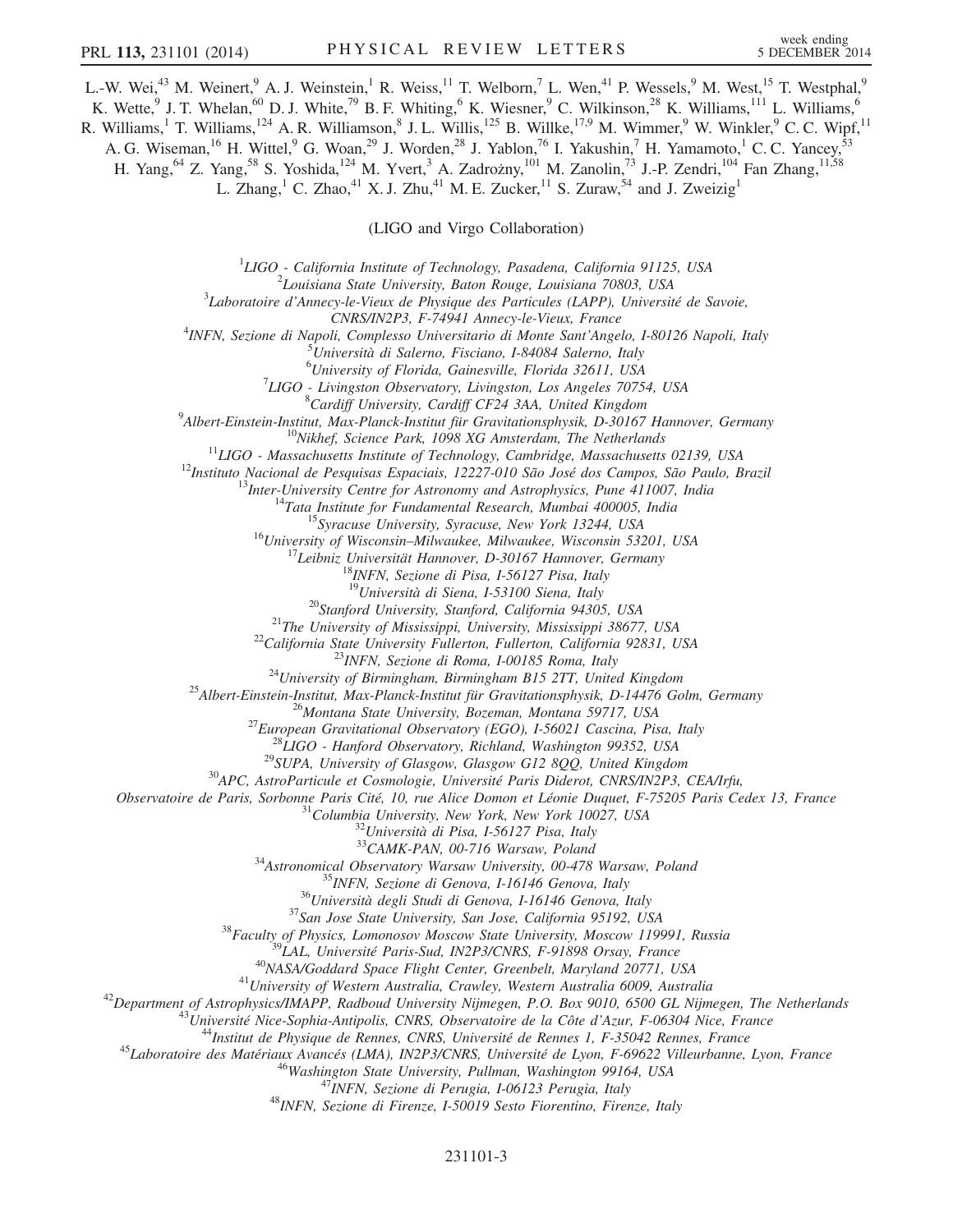L.-W. Wei,[43] M. Weinert,[9] A. J. Weinstein,[1] R. Weiss,[11] T. Welborn,[7] L. Wen,[41] P. Wessels,[9] M. West,[15] T. Westphal,[9] K. Wette,[9] J. T. Whelan,[60] D. J. White,[79] B. F. Whiting,[6] K. Wiesner,[9] C. Wilkinson,[28] K. Williams,[111] L. Williams,[6] R. Williams,[1] T. Williams,[124] A. R. Williamson,[8] J. L. Willis,[125] B. Willke,[17,9] M. Wimmer,[9] W. Winkler,[9] C. C. Wipf,[11] A. G. Wiseman,[16] H. Wittel,[9] G. Woan,[29] J. Worden,[28] J. Yablon,[76] I. Yakushin,[7] H. Yamamoto,[1] C. C. Yancey,[53] H. Yang,[64] Z. Yang,[58] S. Yoshida,[124] M. Yvert,[3] A. Zadrożny,[101] M. Zanolin,[73] J.-P. Zendri,[104] Fan Zhang,[11,58] L. Zhang,[1] C. Zhao,[41] X. J. Zhu,[41] M. E. Zucker,[11] S. Zuraw,[54] and J. Zweizig[1]

(LIGO and Virgo Collaboration)

[1] *LIGO - California Institute of Technology, Pasadena, California 91125, USA*
[2] *Louisiana State University, Baton Rouge, Louisiana 70803, USA*
[3] *Laboratoire d'Annecy-le-Vieux de Physique des Particules (LAPP), Université de Savoie, CNRS/IN2P3, F-74941 Annecy-le-Vieux, France*
[4] *INFN, Sezione di Napoli, Complesso Universitario di Monte Sant'Angelo, I-80126 Napoli, Italy*
[5] *Università di Salerno, Fisciano, I-84084 Salerno, Italy*
[6] *University of Florida, Gainesville, Florida 32611, USA*
[7] *LIGO - Livingston Observatory, Livingston, Los Angeles 70754, USA*
[8] *Cardiff University, Cardiff CF24 3AA, United Kingdom*
[9] *Albert-Einstein-Institut, Max-Planck-Institut für Gravitationsphysik, D-30167 Hannover, Germany*
[10] *Nikhef, Science Park, 1098 XG Amsterdam, The Netherlands*
[11] *LIGO - Massachusetts Institute of Technology, Cambridge, Massachusetts 02139, USA*
[12] *Instituto Nacional de Pesquisas Espaciais, 12227-010 São José dos Campos, São Paulo, Brazil*
[13] *Inter-University Centre for Astronomy and Astrophysics, Pune 411007, India*
[14] *Tata Institute for Fundamental Research, Mumbai 400005, India*
[15] *Syracuse University, Syracuse, New York 13244, USA*
[16] *University of Wisconsin–Milwaukee, Milwaukee, Wisconsin 53201, USA*
[17] *Leibniz Universität Hannover, D-30167 Hannover, Germany*
[18] *INFN, Sezione di Pisa, I-56127 Pisa, Italy*
[19] *Università di Siena, I-53100 Siena, Italy*
[20] *Stanford University, Stanford, California 94305, USA*
[21] *The University of Mississippi, University, Mississippi 38677, USA*
[22] *California State University Fullerton, Fullerton, California 92831, USA*
[23] *INFN, Sezione di Roma, I-00185 Roma, Italy*
[24] *University of Birmingham, Birmingham B15 2TT, United Kingdom*
[25] *Albert-Einstein-Institut, Max-Planck-Institut für Gravitationsphysik, D-14476 Golm, Germany*
[26] *Montana State University, Bozeman, Montana 59717, USA*
[27] *European Gravitational Observatory (EGO), I-56021 Cascina, Pisa, Italy*
[28] *LIGO - Hanford Observatory, Richland, Washington 99352, USA*
[29] *SUPA, University of Glasgow, Glasgow G12 8QQ, United Kingdom*
[30] *APC, AstroParticule et Cosmologie, Université Paris Diderot, CNRS/IN2P3, CEA/Irfu, Observatoire de Paris, Sorbonne Paris Cité, 10, rue Alice Domon et Léonie Duquet, F-75205 Paris Cedex 13, France*
[31] *Columbia University, New York, New York 10027, USA*
[32] *Università di Pisa, I-56127 Pisa, Italy*
[33] *CAMK-PAN, 00-716 Warsaw, Poland*
[34] *Astronomical Observatory Warsaw University, 00-478 Warsaw, Poland*
[35] *INFN, Sezione di Genova, I-16146 Genova, Italy*
[36] *Università degli Studi di Genova, I-16146 Genova, Italy*
[37] *San Jose State University, San Jose, California 95192, USA*
[38] *Faculty of Physics, Lomonosov Moscow State University, Moscow 119991, Russia*
[39] *LAL, Université Paris-Sud, IN2P3/CNRS, F-91898 Orsay, France*
[40] *NASA/Goddard Space Flight Center, Greenbelt, Maryland 20771, USA*
[41] *University of Western Australia, Crawley, Western Australia 6009, Australia*
[42] *Department of Astrophysics/IMAPP, Radboud University Nijmegen, P.O. Box 9010, 6500 GL Nijmegen, The Netherlands*
[43] *Université Nice-Sophia-Antipolis, CNRS, Observatoire de la Côte d'Azur, F-06304 Nice, France*
[44] *Institut de Physique de Rennes, CNRS, Université de Rennes 1, F-35042 Rennes, France*
[45] *Laboratoire des Matériaux Avancés (LMA), IN2P3/CNRS, Université de Lyon, F-69622 Villeurbanne, Lyon, France*
[46] *Washington State University, Pullman, Washington 99164, USA*
[47] *INFN, Sezione di Perugia, I-06123 Perugia, Italy*
[48] *INFN, Sezione di Firenze, I-50019 Sesto Fiorentino, Firenze, Italy*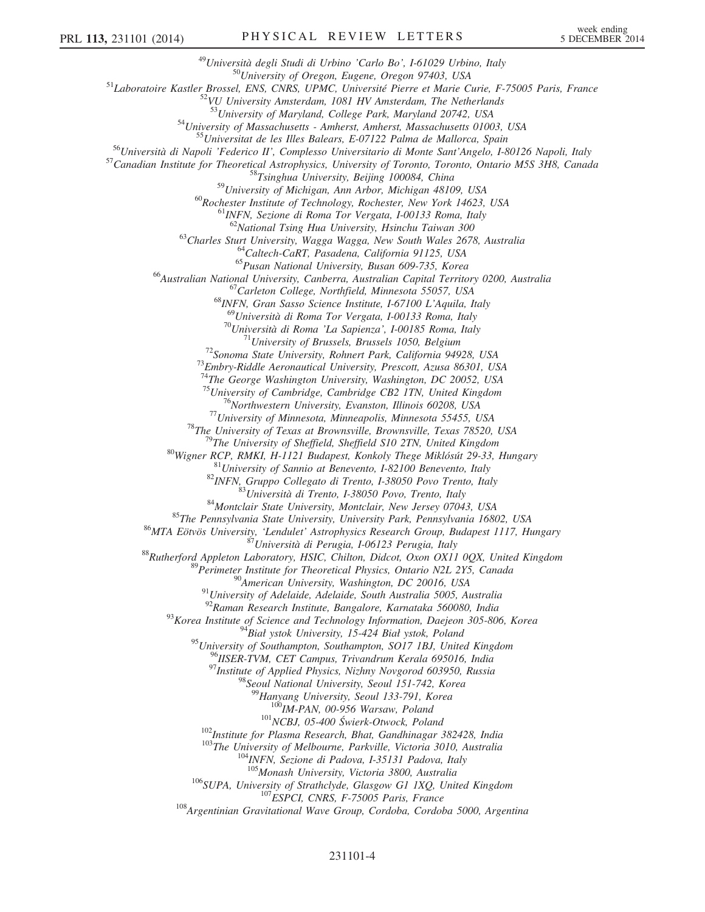[49]Università degli Studi di Urbino 'Carlo Bo', I-61029 Urbino, Italy
[50]University of Oregon, Eugene, Oregon 97403, USA
[51]Laboratoire Kastler Brossel, ENS, CNRS, UPMC, Université Pierre et Marie Curie, F-75005 Paris, France
[52]VU University Amsterdam, 1081 HV Amsterdam, The Netherlands
[53]University of Maryland, College Park, Maryland 20742, USA
[54]University of Massachusetts - Amherst, Amherst, Massachusetts 01003, USA
[55]Universitat de les Illes Balears, E-07122 Palma de Mallorca, Spain
[56]Università di Napoli 'Federico II', Complesso Universitario di Monte Sant'Angelo, I-80126 Napoli, Italy
[57]Canadian Institute for Theoretical Astrophysics, University of Toronto, Toronto, Ontario M5S 3H8, Canada
[58]Tsinghua University, Beijing 100084, China
[59]University of Michigan, Ann Arbor, Michigan 48109, USA
[60]Rochester Institute of Technology, Rochester, New York 14623, USA
[61]INFN, Sezione di Roma Tor Vergata, I-00133 Roma, Italy
[62]National Tsing Hua University, Hsinchu Taiwan 300
[63]Charles Sturt University, Wagga Wagga, New South Wales 2678, Australia
[64]Caltech-CaRT, Pasadena, California 91125, USA
[65]Pusan National University, Busan 609-735, Korea
[66]Australian National University, Canberra, Australian Capital Territory 0200, Australia
[67]Carleton College, Northfield, Minnesota 55057, USA
[68]INFN, Gran Sasso Science Institute, I-67100 L'Aquila, Italy
[69]Università di Roma Tor Vergata, I-00133 Roma, Italy
[70]Università di Roma 'La Sapienza', I-00185 Roma, Italy
[71]University of Brussels, Brussels 1050, Belgium
[72]Sonoma State University, Rohnert Park, California 94928, USA
[73]Embry-Riddle Aeronautical University, Prescott, Azusa 86301, USA
[74]The George Washington University, Washington, DC 20052, USA
[75]University of Cambridge, Cambridge CB2 1TN, United Kingdom
[76]Northwestern University, Evanston, Illinois 60208, USA
[77]University of Minnesota, Minneapolis, Minnesota 55455, USA
[78]The University of Texas at Brownsville, Brownsville, Texas 78520, USA
[79]The University of Sheffield, Sheffield S10 2TN, United Kingdom
[80]Wigner RCP, RMKI, H-1121 Budapest, Konkoly Thege Miklósút 29-33, Hungary
[81]University of Sannio at Benevento, I-82100 Benevento, Italy
[82]INFN, Gruppo Collegato di Trento, I-38050 Povo Trento, Italy
[83]Università di Trento, I-38050 Povo, Trento, Italy
[84]Montclair State University, Montclair, New Jersey 07043, USA
[85]The Pennsylvania State University, University Park, Pennsylvania 16802, USA
[86]MTA Eötvös University, 'Lendulet' Astrophysics Research Group, Budapest 1117, Hungary
[87]Università di Perugia, I-06123 Perugia, Italy
[88]Rutherford Appleton Laboratory, HSIC, Chilton, Didcot, Oxon OX11 0QX, United Kingdom
[89]Perimeter Institute for Theoretical Physics, Ontario N2L 2Y5, Canada
[90]American University, Washington, DC 20016, USA
[91]University of Adelaide, Adelaide, South Australia 5005, Australia
[92]Raman Research Institute, Bangalore, Karnataka 560080, India
[93]Korea Institute of Science and Technology Information, Daejeon 305-806, Korea
[94]Biał ystok University, 15-424 Biał ystok, Poland
[95]University of Southampton, Southampton, SO17 1BJ, United Kingdom
[96]IISER-TVM, CET Campus, Trivandrum Kerala 695016, India
[97]Institute of Applied Physics, Nizhny Novgorod 603950, Russia
[98]Seoul National University, Seoul 151-742, Korea
[99]Hanyang University, Seoul 133-791, Korea
[100]IM-PAN, 00-956 Warsaw, Poland
[101]NCBJ, 05-400 Świerk-Otwock, Poland
[102]Institute for Plasma Research, Bhat, Gandhinagar 382428, India
[103]The University of Melbourne, Parkville, Victoria 3010, Australia
[104]INFN, Sezione di Padova, I-35131 Padova, Italy
[105]Monash University, Victoria 3800, Australia
[106]SUPA, University of Strathclyde, Glasgow G1 1XQ, United Kingdom
[107]ESPCI, CNRS, F-75005 Paris, France
[108]Argentinian Gravitational Wave Group, Cordoba, Cordoba 5000, Argentina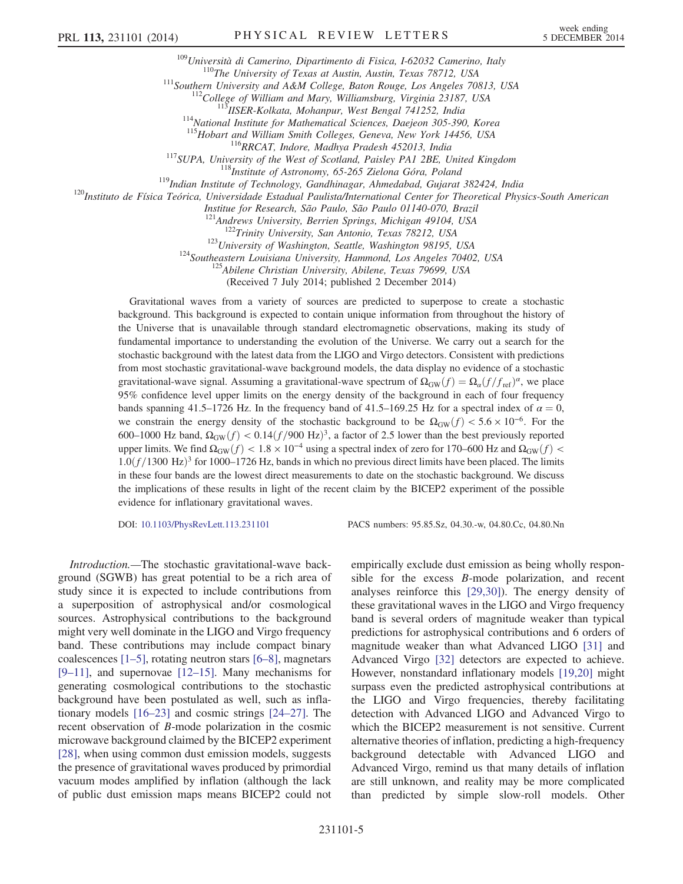[109] Università di Camerino, Dipartimento di Fisica, I-62032 Camerino, Italy
[110] The University of Texas at Austin, Austin, Texas 78712, USA
[111] Southern University and A&M College, Baton Rouge, Los Angeles 70813, USA
[112] College of William and Mary, Williamsburg, Virginia 23187, USA
[113] IISER-Kolkata, Mohanpur, West Bengal 741252, India
[114] National Institute for Mathematical Sciences, Daejeon 305-390, Korea
[115] Hobart and William Smith Colleges, Geneva, New York 14456, USA
[116] RRCAT, Indore, Madhya Pradesh 452013, India
[117] SUPA, University of the West of Scotland, Paisley PA1 2BE, United Kingdom
[118] Institute of Astronomy, 65-265 Zielona Góra, Poland
[119] Indian Institute of Technology, Gandhinagar, Ahmedabad, Gujarat 382424, India
[120] Instituto de Física Teórica, Universidade Estadual Paulista/International Center for Theoretical Physics-South American Institue for Research, São Paulo, São Paulo 01140-070, Brazil
[121] Andrews University, Berrien Springs, Michigan 49104, USA
[122] Trinity University, San Antonio, Texas 78212, USA
[123] University of Washington, Seattle, Washington 98195, USA
[124] Southeastern Louisiana University, Hammond, Los Angeles 70402, USA
[125] Abilene Christian University, Abilene, Texas 79699, USA

(Received 7 July 2014; published 2 December 2014)

Gravitational waves from a variety of sources are predicted to superpose to create a stochastic background. This background is expected to contain unique information from throughout the history of the Universe that is unavailable through standard electromagnetic observations, making its study of fundamental importance to understanding the evolution of the Universe. We carry out a search for the stochastic background with the latest data from the LIGO and Virgo detectors. Consistent with predictions from most stochastic gravitational-wave background models, the data display no evidence of a stochastic gravitational-wave signal. Assuming a gravitational-wave spectrum of $\Omega_{\rm GW}(f) = \Omega_\alpha (f/f_{\rm ref})^\alpha$, we place 95% confidence level upper limits on the energy density of the background in each of four frequency bands spanning 41.5–1726 Hz. In the frequency band of 41.5–169.25 Hz for a spectral index of $\alpha = 0$, we constrain the energy density of the stochastic background to be $\Omega_{\rm GW}(f) < 5.6 \times 10^{-6}$. For the 600–1000 Hz band, $\Omega_{\rm GW}(f) < 0.14(f/900~{\rm Hz})^3$, a factor of 2.5 lower than the best previously reported upper limits. We find $\Omega_{\rm GW}(f) < 1.8 \times 10^{-4}$ using a spectral index of zero for 170–600 Hz and $\Omega_{\rm GW}(f) < 1.0(f/1300~{\rm Hz})^3$ for 1000–1726 Hz, bands in which no previous direct limits have been placed. The limits in these four bands are the lowest direct measurements to date on the stochastic background. We discuss the implications of these results in light of the recent claim by the BICEP2 experiment of the possible evidence for inflationary gravitational waves.

DOI: 10.1103/PhysRevLett.113.231101 PACS numbers: 95.85.Sz, 04.30.-w, 04.80.Cc, 04.80.Nn

*Introduction.*—The stochastic gravitational-wave background (SGWB) has great potential to be a rich area of study since it is expected to include contributions from a superposition of astrophysical and/or cosmological sources. Astrophysical contributions to the background might very well dominate in the LIGO and Virgo frequency band. These contributions may include compact binary coalescences [1–5], rotating neutron stars [6–8], magnetars [9–11], and supernovae [12–15]. Many mechanisms for generating cosmological contributions to the stochastic background have been postulated as well, such as inflationary models [16–23] and cosmic strings [24–27]. The recent observation of $B$-mode polarization in the cosmic microwave background claimed by the BICEP2 experiment [28], when using common dust emission models, suggests the presence of gravitational waves produced by primordial vacuum modes amplified by inflation (although the lack of public dust emission maps means BICEP2 could not empirically exclude dust emission as being wholly responsible for the excess $B$-mode polarization, and recent analyses reinforce this [29,30]). The energy density of these gravitational waves in the LIGO and Virgo frequency band is several orders of magnitude weaker than typical predictions for astrophysical contributions and 6 orders of magnitude weaker than what Advanced LIGO [31] and Advanced Virgo [32] detectors are expected to achieve. However, nonstandard inflationary models [19,20] might surpass even the predicted astrophysical contributions at the LIGO and Virgo frequencies, thereby facilitating detection with Advanced LIGO and Advanced Virgo to which the BICEP2 measurement is not sensitive. Current alternative theories of inflation, predicting a high-frequency background detectable with Advanced LIGO and Advanced Virgo, remind us that many details of inflation are still unknown, and reality may be more complicated than predicted by simple slow-roll models. Other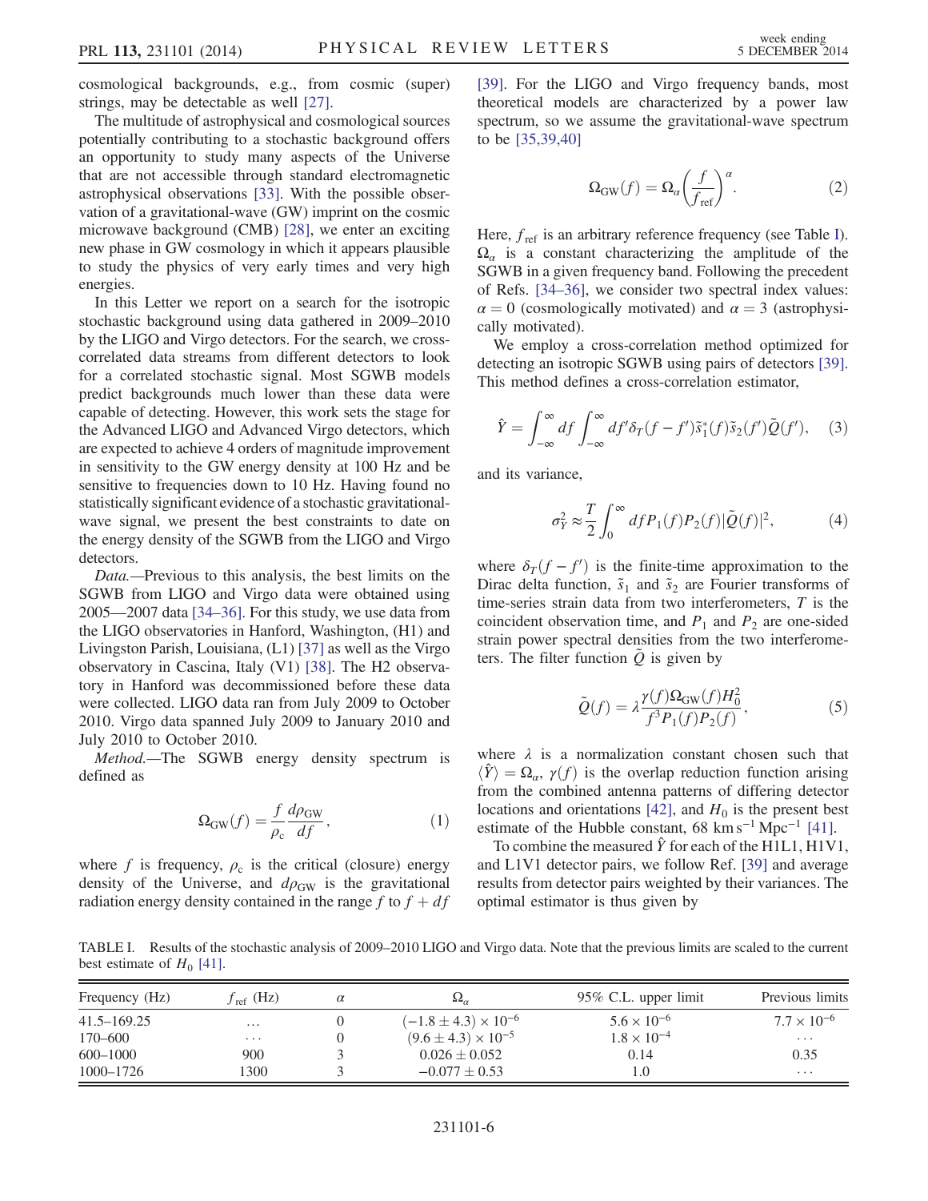cosmological backgrounds, e.g., from cosmic (super) strings, may be detectable as well [27].

The multitude of astrophysical and cosmological sources potentially contributing to a stochastic background offers an opportunity to study many aspects of the Universe that are not accessible through standard electromagnetic astrophysical observations [33]. With the possible observation of a gravitational-wave (GW) imprint on the cosmic microwave background (CMB) [28], we enter an exciting new phase in GW cosmology in which it appears plausible to study the physics of very early times and very high energies.

In this Letter we report on a search for the isotropic stochastic background using data gathered in 2009–2010 by the LIGO and Virgo detectors. For the search, we cross-correlated data streams from different detectors to look for a correlated stochastic signal. Most SGWB models predict backgrounds much lower than these data were capable of detecting. However, this work sets the stage for the Advanced LIGO and Advanced Virgo detectors, which are expected to achieve 4 orders of magnitude improvement in sensitivity to the GW energy density at 100 Hz and be sensitive to frequencies down to 10 Hz. Having found no statistically significant evidence of a stochastic gravitational-wave signal, we present the best constraints to date on the energy density of the SGWB from the LIGO and Virgo detectors.

*Data.*—Previous to this analysis, the best limits on the SGWB from LIGO and Virgo data were obtained using 2005—2007 data [34–36]. For this study, we use data from the LIGO observatories in Hanford, Washington, (H1) and Livingston Parish, Louisiana, (L1) [37] as well as the Virgo observatory in Cascina, Italy (V1) [38]. The H2 observatory in Hanford was decommissioned before these data were collected. LIGO data ran from July 2009 to October 2010. Virgo data spanned July 2009 to January 2010 and July 2010 to October 2010.

*Method.*—The SGWB energy density spectrum is defined as

$$\Omega_{\rm GW}(f) = \frac{f}{\rho_{\rm c}}\frac{d\rho_{\rm GW}}{df}, \tag{1}$$

where $f$ is frequency, $\rho_{\rm c}$ is the critical (closure) energy density of the Universe, and $d\rho_{\rm GW}$ is the gravitational radiation energy density contained in the range $f$ to $f+df$ [39]. For the LIGO and Virgo frequency bands, most theoretical models are characterized by a power law spectrum, so we assume the gravitational-wave spectrum to be [35,39,40]

$$\Omega_{\rm GW}(f) = \Omega_\alpha\left(\frac{f}{f_{\rm ref}}\right)^\alpha. \tag{2}$$

Here, $f_{\rm ref}$ is an arbitrary reference frequency (see Table I). $\Omega_\alpha$ is a constant characterizing the amplitude of the SGWB in a given frequency band. Following the precedent of Refs. [34–36], we consider two spectral index values: $\alpha = 0$ (cosmologically motivated) and $\alpha = 3$ (astrophysically motivated).

We employ a cross-correlation method optimized for detecting an isotropic SGWB using pairs of detectors [39]. This method defines a cross-correlation estimator,

$$\hat{Y} = \int_{-\infty}^{\infty} df \int_{-\infty}^{\infty} df' \delta_T(f-f')\tilde{s}_1^*(f)\tilde{s}_2(f')\tilde{Q}(f'), \tag{3}$$

and its variance,

$$\sigma_Y^2 \approx \frac{T}{2}\int_0^\infty df P_1(f)P_2(f)|\tilde{Q}(f)|^2, \tag{4}$$

where $\delta_T(f-f')$ is the finite-time approximation to the Dirac delta function, $\tilde{s}_1$ and $\tilde{s}_2$ are Fourier transforms of time-series strain data from two interferometers, $T$ is the coincident observation time, and $P_1$ and $P_2$ are one-sided strain power spectral densities from the two interferometers. The filter function $\tilde{Q}$ is given by

$$\tilde{Q}(f) = \lambda\frac{\gamma(f)\Omega_{\rm GW}(f)H_0^2}{f^3 P_1(f)P_2(f)}, \tag{5}$$

where $\lambda$ is a normalization constant chosen such that $\langle\hat{Y}\rangle = \Omega_\alpha$, $\gamma(f)$ is the overlap reduction function arising from the combined antenna patterns of differing detector locations and orientations [42], and $H_0$ is the present best estimate of the Hubble constant, 68 $\rm km\,s^{-1}\,Mpc^{-1}$ [41].

To combine the measured $\hat{Y}$ for each of the H1L1, H1V1, and L1V1 detector pairs, we follow Ref. [39] and average results from detector pairs weighted by their variances. The optimal estimator is thus given by

TABLE I. Results of the stochastic analysis of 2009–2010 LIGO and Virgo data. Note that the previous limits are scaled to the current best estimate of $H_0$ [41].

| Frequency (Hz) | $f_{\rm ref}$ (Hz) | $\alpha$ | $\Omega_\alpha$ | 95% C.L. upper limit | Previous limits |
|---|---|---|---|---|---|
| 41.5–169.25 | ... | 0 | $(-1.8 \pm 4.3)\times 10^{-6}$ | $5.6\times 10^{-6}$ | $7.7\times 10^{-6}$ |
| 170–600 | ... | 0 | $(9.6 \pm 4.3)\times 10^{-5}$ | $1.8\times 10^{-4}$ | ... |
| 600–1000 | 900 | 3 | $0.026 \pm 0.052$ | 0.14 | 0.35 |
| 1000–1726 | 1300 | 3 | $-0.077 \pm 0.53$ | 1.0 | ... |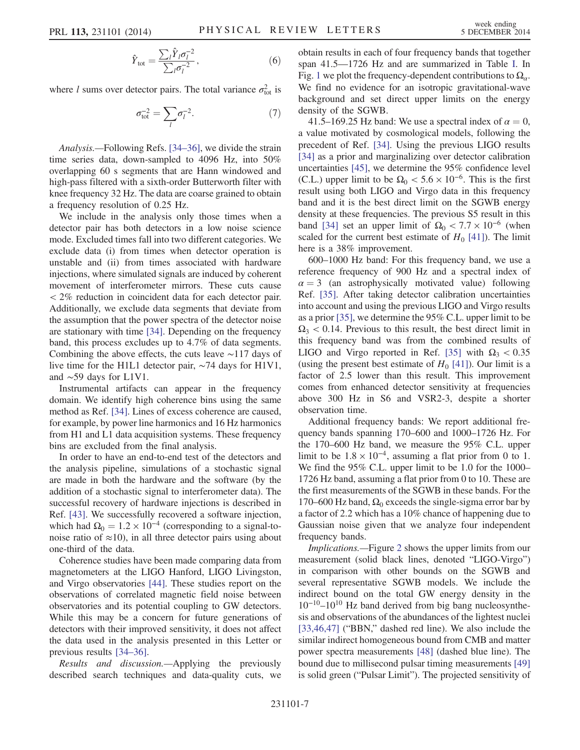$$\hat{Y}_{\text{tot}} = \frac{\sum_l \hat{Y}_l \sigma_l^{-2}}{\sum_l \sigma_l^{-2}}, \tag{6}$$

where $l$ sums over detector pairs. The total variance $\sigma_{\text{tot}}^2$ is

$$\sigma_{\text{tot}}^{-2} = \sum_l \sigma_l^{-2}. \tag{7}$$

*Analysis.*—Following Refs. [34–36], we divide the strain time series data, down-sampled to 4096 Hz, into 50% overlapping 60 s segments that are Hann windowed and high-pass filtered with a sixth-order Butterworth filter with knee frequency 32 Hz. The data are coarse grained to obtain a frequency resolution of 0.25 Hz.

We include in the analysis only those times when a detector pair has both detectors in a low noise science mode. Excluded times fall into two different categories. We exclude data (i) from times when detector operation is unstable and (ii) from times associated with hardware injections, where simulated signals are induced by coherent movement of interferometer mirrors. These cuts cause $< 2\%$ reduction in coincident data for each detector pair. Additionally, we exclude data segments that deviate from the assumption that the power spectra of the detector noise are stationary with time [34]. Depending on the frequency band, this process excludes up to 4.7% of data segments. Combining the above effects, the cuts leave $\sim$117 days of live time for the H1L1 detector pair, $\sim$74 days for H1V1, and $\sim$59 days for L1V1.

Instrumental artifacts can appear in the frequency domain. We identify high coherence bins using the same method as Ref. [34]. Lines of excess coherence are caused, for example, by power line harmonics and 16 Hz harmonics from H1 and L1 data acquisition systems. These frequency bins are excluded from the final analysis.

In order to have an end-to-end test of the detectors and the analysis pipeline, simulations of a stochastic signal are made in both the hardware and the software (by the addition of a stochastic signal to interferometer data). The successful recovery of hardware injections is described in Ref. [43]. We successfully recovered a software injection, which had $\Omega_0 = 1.2 \times 10^{-4}$ (corresponding to a signal-to-noise ratio of $\approx$10), in all three detector pairs using about one-third of the data.

Coherence studies have been made comparing data from magnetometers at the LIGO Hanford, LIGO Livingston, and Virgo observatories [44]. These studies report on the observations of correlated magnetic field noise between observatories and its potential coupling to GW detectors. While this may be a concern for future generations of detectors with their improved sensitivity, it does not affect the data used in the analysis presented in this Letter or previous results [34–36].

*Results and discussion.*—Applying the previously described search techniques and data-quality cuts, we obtain results in each of four frequency bands that together span 41.5—1726 Hz and are summarized in Table I. In Fig. 1 we plot the frequency-dependent contributions to $\Omega_\alpha$. We find no evidence for an isotropic gravitational-wave background and set direct upper limits on the energy density of the SGWB.

41.5–169.25 Hz band: We use a spectral index of $\alpha = 0$, a value motivated by cosmological models, following the precedent of Ref. [34]. Using the previous LIGO results [34] as a prior and marginalizing over detector calibration uncertainties [45], we determine the 95% confidence level (C.L.) upper limit to be $\Omega_0 < 5.6 \times 10^{-6}$. This is the first result using both LIGO and Virgo data in this frequency band and it is the best direct limit on the SGWB energy density at these frequencies. The previous S5 result in this band [34] set an upper limit of $\Omega_0 < 7.7 \times 10^{-6}$ (when scaled for the current best estimate of $H_0$ [41]). The limit here is a 38% improvement.

600–1000 Hz band: For this frequency band, we use a reference frequency of 900 Hz and a spectral index of $\alpha = 3$ (an astrophysically motivated value) following Ref. [35]. After taking detector calibration uncertainties into account and using the previous LIGO and Virgo results as a prior [35], we determine the 95% C.L. upper limit to be $\Omega_3 < 0.14$. Previous to this result, the best direct limit in this frequency band was from the combined results of LIGO and Virgo reported in Ref. [35] with $\Omega_3 < 0.35$ (using the present best estimate of $H_0$ [41]). Our limit is a factor of 2.5 lower than this result. This improvement comes from enhanced detector sensitivity at frequencies above 300 Hz in S6 and VSR2-3, despite a shorter observation time.

Additional frequency bands: We report additional frequency bands spanning 170–600 and 1000–1726 Hz. For the 170–600 Hz band, we measure the 95% C.L. upper limit to be $1.8 \times 10^{-4}$, assuming a flat prior from 0 to 1. We find the 95% C.L. upper limit to be 1.0 for the 1000–1726 Hz band, assuming a flat prior from 0 to 10. These are the first measurements of the SGWB in these bands. For the 170–600 Hz band, $\Omega_0$ exceeds the single-sigma error bar by a factor of 2.2 which has a 10% chance of happening due to Gaussian noise given that we analyze four independent frequency bands.

*Implications.*—Figure 2 shows the upper limits from our measurement (solid black lines, denoted "LIGO-Virgo") in comparison with other bounds on the SGWB and several representative SGWB models. We include the indirect bound on the total GW energy density in the $10^{-10}$–$10^{10}$ Hz band derived from big bang nucleosynthesis and observations of the abundances of the lightest nuclei [33,46,47] ("BBN," dashed red line). We also include the similar indirect homogeneous bound from CMB and matter power spectra measurements [48] (dashed blue line). The bound due to millisecond pulsar timing measurements [49] is solid green ("Pulsar Limit"). The projected sensitivity of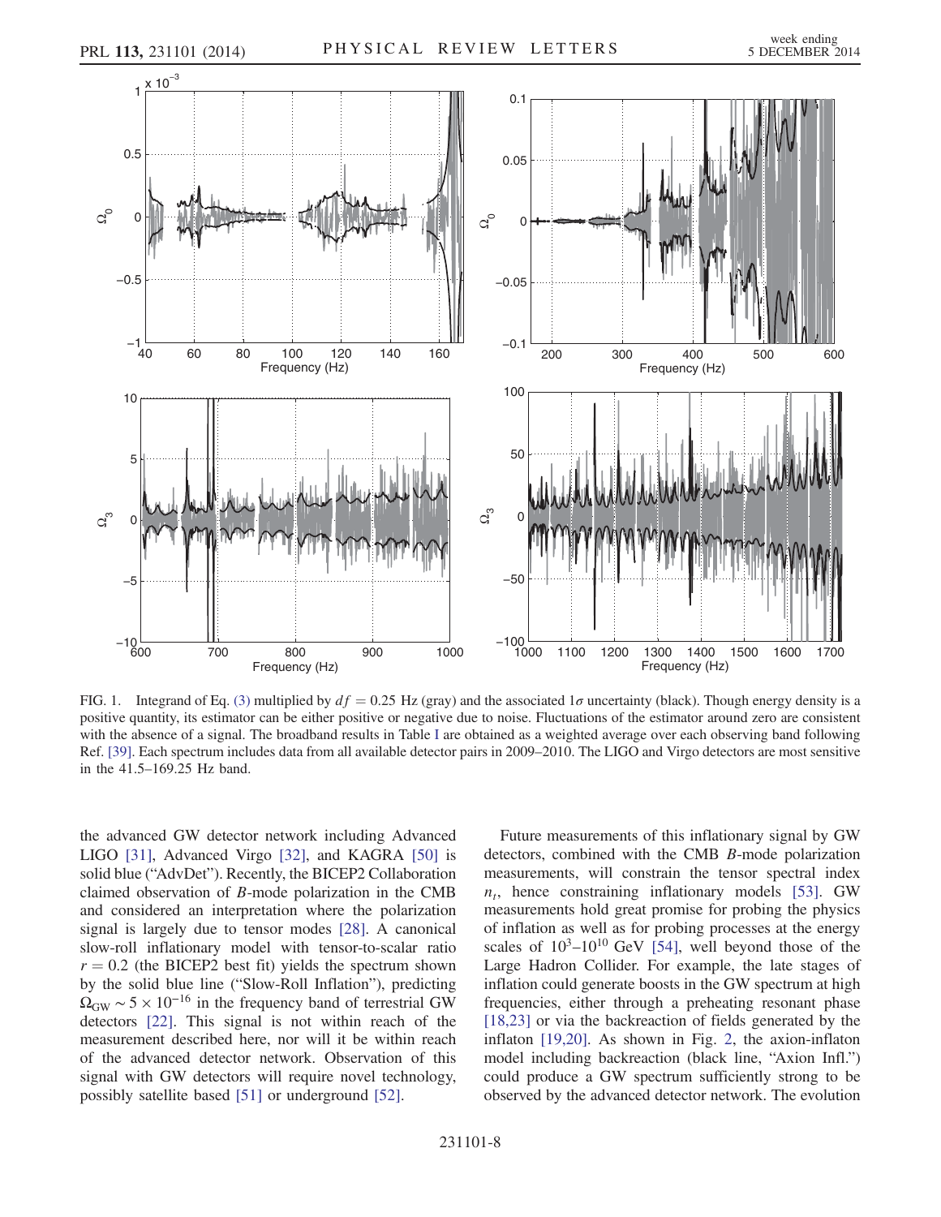FIG. 1. Integrand of Eq. (3) multiplied by $df = 0.25$ Hz (gray) and the associated $1\sigma$ uncertainty (black). Though energy density is a positive quantity, its estimator can be either positive or negative due to noise. Fluctuations of the estimator around zero are consistent with the absence of a signal. The broadband results in Table I are obtained as a weighted average over each observing band following Ref. [39]. Each spectrum includes data from all available detector pairs in 2009–2010. The LIGO and Virgo detectors are most sensitive in the 41.5–169.25 Hz band.

the advanced GW detector network including Advanced LIGO [31], Advanced Virgo [32], and KAGRA [50] is solid blue ("AdvDet"). Recently, the BICEP2 Collaboration claimed observation of *B*-mode polarization in the CMB and considered an interpretation where the polarization signal is largely due to tensor modes [28]. A canonical slow-roll inflationary model with tensor-to-scalar ratio $r = 0.2$ (the BICEP2 best fit) yields the spectrum shown by the solid blue line ("Slow-Roll Inflation"), predicting $\Omega_{\mathrm{GW}} \sim 5 \times 10^{-16}$ in the frequency band of terrestrial GW detectors [22]. This signal is not within reach of the measurement described here, nor will it be within reach of the advanced detector network. Observation of this signal with GW detectors will require novel technology, possibly satellite based [51] or underground [52].

Future measurements of this inflationary signal by GW detectors, combined with the CMB *B*-mode polarization measurements, will constrain the tensor spectral index $n_t$, hence constraining inflationary models [53]. GW measurements hold great promise for probing the physics of inflation as well as for probing processes at the energy scales of $10^3$–$10^{10}$ GeV [54], well beyond those of the Large Hadron Collider. For example, the late stages of inflation could generate boosts in the GW spectrum at high frequencies, either through a preheating resonant phase [18,23] or via the backreaction of fields generated by the inflaton [19,20]. As shown in Fig. 2, the axion-inflaton model including backreaction (black line, "Axion Infl.") could produce a GW spectrum sufficiently strong to be observed by the advanced detector network. The evolution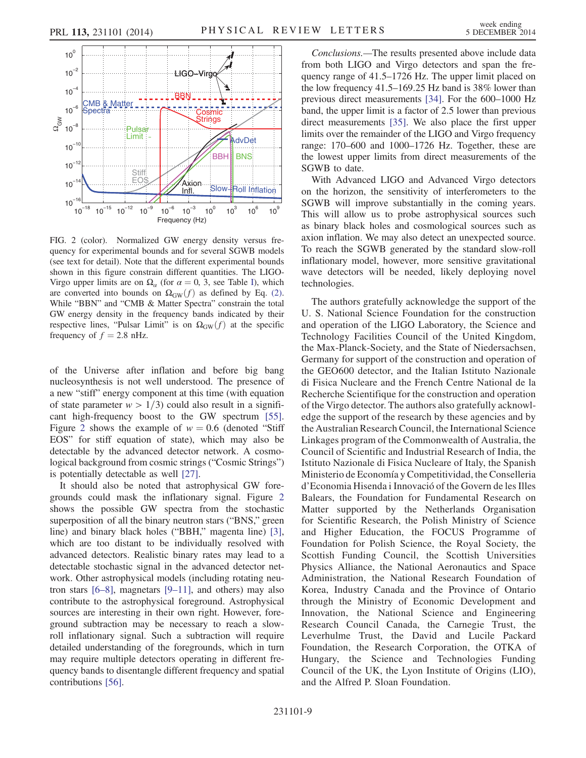FIG. 2 (color). Normalized GW energy density versus frequency for experimental bounds and for several SGWB models (see text for detail). Note that the different experimental bounds shown in this figure constrain different quantities. The LIGO-Virgo upper limits are on $\Omega_\alpha$ (for $\alpha = 0, 3$, see Table I), which are converted into bounds on $\Omega_{GW}(f)$ as defined by Eq. (2). While "BBN" and "CMB & Matter Spectra" constrain the total GW energy density in the frequency bands indicated by their respective lines, "Pulsar Limit" is on $\Omega_{GW}(f)$ at the specific frequency of $f = 2.8$ nHz.

of the Universe after inflation and before big bang nucleosynthesis is not well understood. The presence of a new "stiff" energy component at this time (with equation of state parameter $w > 1/3$) could also result in a significant high-frequency boost to the GW spectrum [55]. Figure 2 shows the example of $w = 0.6$ (denoted "Stiff EOS" for stiff equation of state), which may also be detectable by the advanced detector network. A cosmological background from cosmic strings ("Cosmic Strings") is potentially detectable as well [27].

It should also be noted that astrophysical GW foregrounds could mask the inflationary signal. Figure 2 shows the possible GW spectra from the stochastic superposition of all the binary neutron stars ("BNS," green line) and binary black holes ("BBH," magenta line) [3], which are too distant to be individually resolved with advanced detectors. Realistic binary rates may lead to a detectable stochastic signal in the advanced detector network. Other astrophysical models (including rotating neutron stars [6–8], magnetars [9–11], and others) may also contribute to the astrophysical foreground. Astrophysical sources are interesting in their own right. However, foreground subtraction may be necessary to reach a slow-roll inflationary signal. Such a subtraction will require detailed understanding of the foregrounds, which in turn may require multiple detectors operating in different frequency bands to disentangle different frequency and spatial contributions [56].

*Conclusions.*—The results presented above include data from both LIGO and Virgo detectors and span the frequency range of 41.5–1726 Hz. The upper limit placed on the low frequency 41.5–169.25 Hz band is 38% lower than previous direct measurements [34]. For the 600–1000 Hz band, the upper limit is a factor of 2.5 lower than previous direct measurements [35]. We also place the first upper limits over the remainder of the LIGO and Virgo frequency range: 170–600 and 1000–1726 Hz. Together, these are the lowest upper limits from direct measurements of the SGWB to date.

With Advanced LIGO and Advanced Virgo detectors on the horizon, the sensitivity of interferometers to the SGWB will improve substantially in the coming years. This will allow us to probe astrophysical sources such as binary black holes and cosmological sources such as axion inflation. We may also detect an unexpected source. To reach the SGWB generated by the standard slow-roll inflationary model, however, more sensitive gravitational wave detectors will be needed, likely deploying novel technologies.

The authors gratefully acknowledge the support of the U. S. National Science Foundation for the construction and operation of the LIGO Laboratory, the Science and Technology Facilities Council of the United Kingdom, the Max-Planck-Society, and the State of Niedersachsen, Germany for support of the construction and operation of the GEO600 detector, and the Italian Istituto Nazionale di Fisica Nucleare and the French Centre National de la Recherche Scientifique for the construction and operation of the Virgo detector. The authors also gratefully acknowledge the support of the research by these agencies and by the Australian Research Council, the International Science Linkages program of the Commonwealth of Australia, the Council of Scientific and Industrial Research of India, the Istituto Nazionale di Fisica Nucleare of Italy, the Spanish Ministerio de Economía y Competitividad, the Conselleria d'Economia Hisenda i Innovació of the Govern de les Illes Balears, the Foundation for Fundamental Research on Matter supported by the Netherlands Organisation for Scientific Research, the Polish Ministry of Science and Higher Education, the FOCUS Programme of Foundation for Polish Science, the Royal Society, the Scottish Funding Council, the Scottish Universities Physics Alliance, the National Aeronautics and Space Administration, the National Research Foundation of Korea, Industry Canada and the Province of Ontario through the Ministry of Economic Development and Innovation, the National Science and Engineering Research Council Canada, the Carnegie Trust, the Leverhulme Trust, the David and Lucile Packard Foundation, the Research Corporation, the OTKA of Hungary, the Science and Technologies Funding Council of the UK, the Lyon Institute of Origins (LIO), and the Alfred P. Sloan Foundation.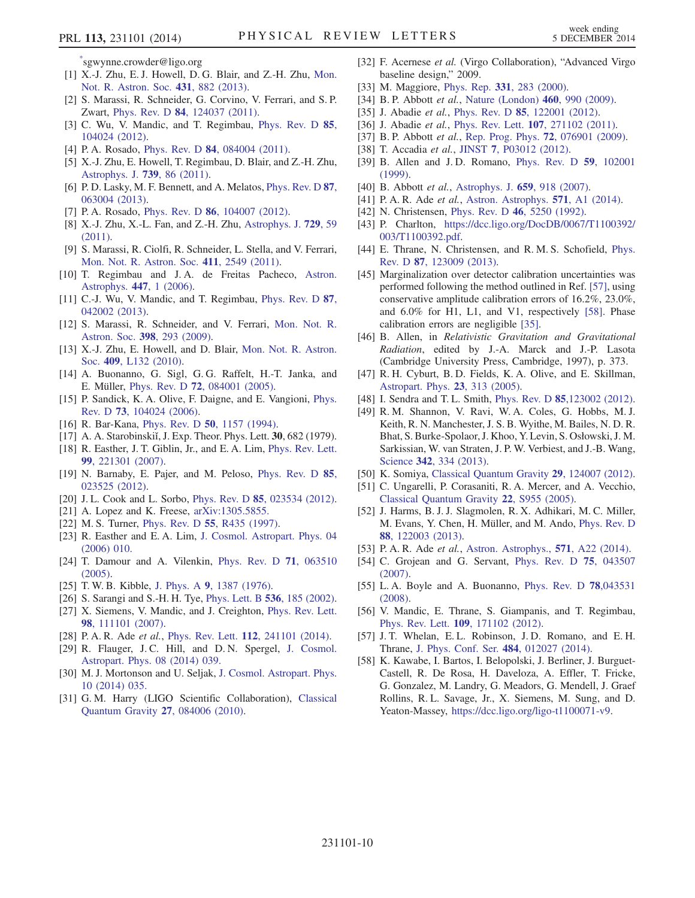*sgwynne.crowder@ligo.org

[1] X.-J. Zhu, E. J. Howell, D. G. Blair, and Z.-H. Zhu, Mon. Not. R. Astron. Soc. **431**, 882 (2013).

[2] S. Marassi, R. Schneider, G. Corvino, V. Ferrari, and S. P. Zwart, Phys. Rev. D **84**, 124037 (2011).

[3] C. Wu, V. Mandic, and T. Regimbau, Phys. Rev. D **85**, 104024 (2012).

[4] P. A. Rosado, Phys. Rev. D **84**, 084004 (2011).

[5] X.-J. Zhu, E. Howell, T. Regimbau, D. Blair, and Z.-H. Zhu, Astrophys. J. **739**, 86 (2011).

[6] P. D. Lasky, M. F. Bennett, and A. Melatos, Phys. Rev. D **87**, 063004 (2013).

[7] P. A. Rosado, Phys. Rev. D **86**, 104007 (2012).

[8] X.-J. Zhu, X.-L. Fan, and Z.-H. Zhu, Astrophys. J. **729**, 59 (2011).

[9] S. Marassi, R. Ciolfi, R. Schneider, L. Stella, and V. Ferrari, Mon. Not. R. Astron. Soc. **411**, 2549 (2011).

[10] T. Regimbau and J. A. de Freitas Pacheco, Astron. Astrophys. **447**, 1 (2006).

[11] C.-J. Wu, V. Mandic, and T. Regimbau, Phys. Rev. D **87**, 042002 (2013).

[12] S. Marassi, R. Schneider, and V. Ferrari, Mon. Not. R. Astron. Soc. **398**, 293 (2009).

[13] X.-J. Zhu, E. Howell, and D. Blair, Mon. Not. R. Astron. Soc. **409**, L132 (2010).

[14] A. Buonanno, G. Sigl, G. G. Raffelt, H.-T. Janka, and E. Müller, Phys. Rev. D **72**, 084001 (2005).

[15] P. Sandick, K. A. Olive, F. Daigne, and E. Vangioni, Phys. Rev. D **73**, 104024 (2006).

[16] R. Bar-Kana, Phys. Rev. D **50**, 1157 (1994).

[17] A. A. Starobinskiĭ, J. Exp. Theor. Phys. Lett. **30**, 682 (1979).

[18] R. Easther, J. T. Giblin, Jr., and E. A. Lim, Phys. Rev. Lett. **99**, 221301 (2007).

[19] N. Barnaby, E. Pajer, and M. Peloso, Phys. Rev. D **85**, 023525 (2012).

[20] J. L. Cook and L. Sorbo, Phys. Rev. D **85**, 023534 (2012).

[21] A. Lopez and K. Freese, arXiv:1305.5855.

[22] M. S. Turner, Phys. Rev. D **55**, R435 (1997).

[23] R. Easther and E. A. Lim, J. Cosmol. Astropart. Phys. 04 (2006) 010.

[24] T. Damour and A. Vilenkin, Phys. Rev. D **71**, 063510 (2005).

[25] T. W. B. Kibble, J. Phys. A **9**, 1387 (1976).

[26] S. Sarangi and S.-H. H. Tye, Phys. Lett. B **536**, 185 (2002).

[27] X. Siemens, V. Mandic, and J. Creighton, Phys. Rev. Lett. **98**, 111101 (2007).

[28] P. A. R. Ade *et al.*, Phys. Rev. Lett. **112**, 241101 (2014).

[29] R. Flauger, J. C. Hill, and D. N. Spergel, J. Cosmol. Astropart. Phys. 08 (2014) 039.

[30] M. J. Mortonson and U. Seljak, J. Cosmol. Astropart. Phys. 10 (2014) 035.

[31] G. M. Harry (LIGO Scientific Collaboration), Classical Quantum Gravity **27**, 084006 (2010).

[32] F. Acernese *et al.* (Virgo Collaboration), "Advanced Virgo baseline design," 2009.

[33] M. Maggiore, Phys. Rep. **331**, 283 (2000).

[34] B. P. Abbott *et al.*, Nature (London) **460**, 990 (2009).

[35] J. Abadie *et al.*, Phys. Rev. D **85**, 122001 (2012).

[36] J. Abadie *et al.*, Phys. Rev. Lett. **107**, 271102 (2011).

[37] B. P. Abbott *et al.*, Rep. Prog. Phys. **72**, 076901 (2009).

[38] T. Accadia *et al.*, JINST **7**, P03012 (2012).

[39] B. Allen and J. D. Romano, Phys. Rev. D **59**, 102001 (1999).

[40] B. Abbott *et al.*, Astrophys. J. **659**, 918 (2007).

[41] P. A. R. Ade *et al.*, Astron. Astrophys. **571**, A1 (2014).

[42] N. Christensen, Phys. Rev. D **46**, 5250 (1992).

[43] P. Charlton, https://dcc.ligo.org/DocDB/0067/T1100392/003/T1100392.pdf.

[44] E. Thrane, N. Christensen, and R. M. S. Schofield, Phys. Rev. D **87**, 123009 (2013).

[45] Marginalization over detector calibration uncertainties was performed following the method outlined in Ref. [57], using conservative amplitude calibration errors of 16.2%, 23.0%, and 6.0% for H1, L1, and V1, respectively [58]. Phase calibration errors are negligible [35].

[46] B. Allen, in *Relativistic Gravitation and Gravitational Radiation*, edited by J.-A. Marck and J.-P. Lasota (Cambridge University Press, Cambridge, 1997), p. 373.

[47] R. H. Cyburt, B. D. Fields, K. A. Olive, and E. Skillman, Astropart. Phys. **23**, 313 (2005).

[48] I. Sendra and T. L. Smith, Phys. Rev. D **85**,123002 (2012).

[49] R. M. Shannon, V. Ravi, W. A. Coles, G. Hobbs, M. J. Keith, R. N. Manchester, J. S. B. Wyithe, M. Bailes, N. D. R. Bhat, S. Burke-Spolaor, J. Khoo, Y. Levin, S. Osłowski, J. M. Sarkissian, W. van Straten, J. P. W. Verbiest, and J.-B. Wang, Science **342**, 334 (2013).

[50] K. Somiya, Classical Quantum Gravity **29**, 124007 (2012).

[51] C. Ungarelli, P. Corasaniti, R. A. Mercer, and A. Vecchio, Classical Quantum Gravity **22**, S955 (2005).

[52] J. Harms, B. J. J. Slagmolen, R. X. Adhikari, M. C. Miller, M. Evans, Y. Chen, H. Müller, and M. Ando, Phys. Rev. D **88**, 122003 (2013).

[53] P. A. R. Ade *et al.*, Astron. Astrophys., **571**, A22 (2014).

[54] C. Grojean and G. Servant, Phys. Rev. D **75**, 043507 (2007).

[55] L. A. Boyle and A. Buonanno, Phys. Rev. D **78**,043531 (2008).

[56] V. Mandic, E. Thrane, S. Giampanis, and T. Regimbau, Phys. Rev. Lett. **109**, 171102 (2012).

[57] J. T. Whelan, E. L. Robinson, J. D. Romano, and E. H. Thrane, J. Phys. Conf. Ser. **484**, 012027 (2014).

[58] K. Kawabe, I. Bartos, I. Belopolski, J. Berliner, J. Burguet-Castell, R. De Rosa, H. Daveloza, A. Effler, T. Fricke, G. Gonzalez, M. Landry, G. Meadors, G. Mendell, J. Graef Rollins, R. L. Savage, Jr., X. Siemens, M. Sung, and D. Yeaton-Massey, https://dcc.ligo.org/ligo-t1100071-v9.